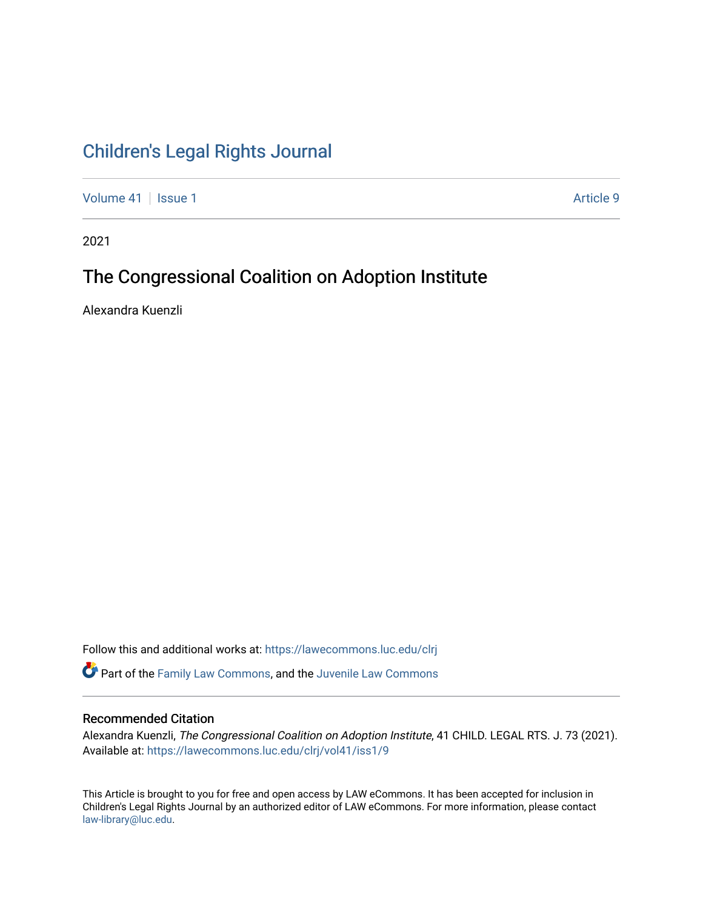# Children's Legal Rights Journal

Volume 41 | Issue 1 — Article 9

2021

## The Congressional Coalition on Adoption Institute

Alexandra Kuenzli

Follow this and additional works at: https://lawecommons.luc.edu/clrj

Part of the Family Law Commons, and the Juvenile Law Commons

### Recommended Citation

Alexandra Kuenzli, *The Congressional Coalition on Adoption Institute*, 41 CHILD. LEGAL RTS. J. 73 (2021). Available at: https://lawecommons.luc.edu/clrj/vol41/iss1/9

This Article is brought to you for free and open access by LAW eCommons. It has been accepted for inclusion in Children's Legal Rights Journal by an authorized editor of LAW eCommons. For more information, please contact law-library@luc.edu.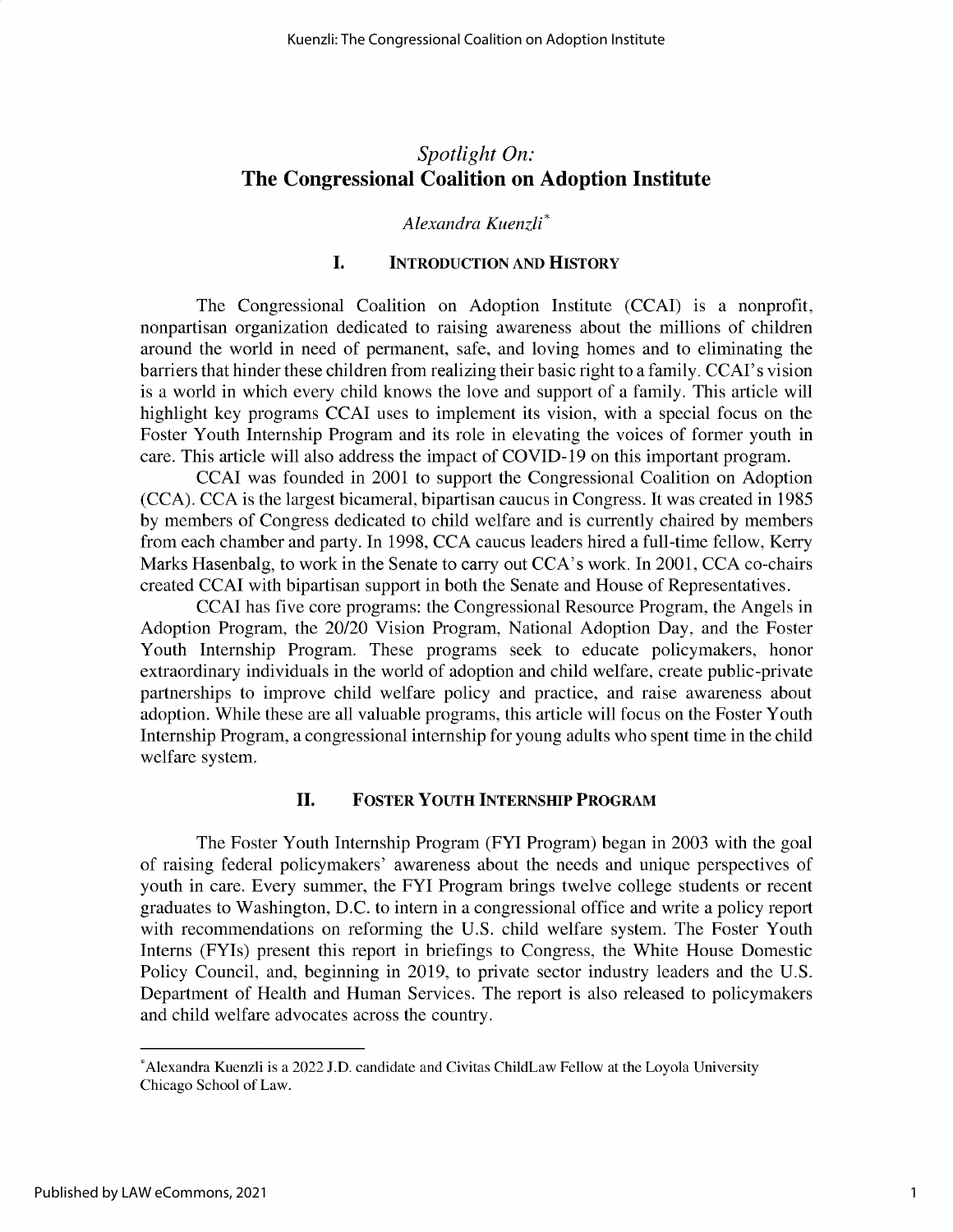# *Spotlight On:* The Congressional Coalition on Adoption Institute

*Alexandra Kuenzli*[*]

## I. Introduction and History

The Congressional Coalition on Adoption Institute (CCAI) is a nonprofit, nonpartisan organization dedicated to raising awareness about the millions of children around the world in need of permanent, safe, and loving homes and to eliminating the barriers that hinder these children from realizing their basic right to a family. CCAI's vision is a world in which every child knows the love and support of a family. This article will highlight key programs CCAI uses to implement its vision, with a special focus on the Foster Youth Internship Program and its role in elevating the voices of former youth in care. This article will also address the impact of COVID-19 on this important program.

CCAI was founded in 2001 to support the Congressional Coalition on Adoption (CCA). CCA is the largest bicameral, bipartisan caucus in Congress. It was created in 1985 by members of Congress dedicated to child welfare and is currently chaired by members from each chamber and party. In 1998, CCA caucus leaders hired a full-time fellow, Kerry Marks Hasenbalg, to work in the Senate to carry out CCA's work. In 2001, CCA co-chairs created CCAI with bipartisan support in both the Senate and House of Representatives.

CCAI has five core programs: the Congressional Resource Program, the Angels in Adoption Program, the 20/20 Vision Program, National Adoption Day, and the Foster Youth Internship Program. These programs seek to educate policymakers, honor extraordinary individuals in the world of adoption and child welfare, create public-private partnerships to improve child welfare policy and practice, and raise awareness about adoption. While these are all valuable programs, this article will focus on the Foster Youth Internship Program, a congressional internship for young adults who spent time in the child welfare system.

## II. Foster Youth Internship Program

The Foster Youth Internship Program (FYI Program) began in 2003 with the goal of raising federal policymakers' awareness about the needs and unique perspectives of youth in care. Every summer, the FYI Program brings twelve college students or recent graduates to Washington, D.C. to intern in a congressional office and write a policy report with recommendations on reforming the U.S. child welfare system. The Foster Youth Interns (FYIs) present this report in briefings to Congress, the White House Domestic Policy Council, and, beginning in 2019, to private sector industry leaders and the U.S. Department of Health and Human Services. The report is also released to policymakers and child welfare advocates across the country.

---

[*] Alexandra Kuenzli is a 2022 J.D. candidate and Civitas ChildLaw Fellow at the Loyola University Chicago School of Law.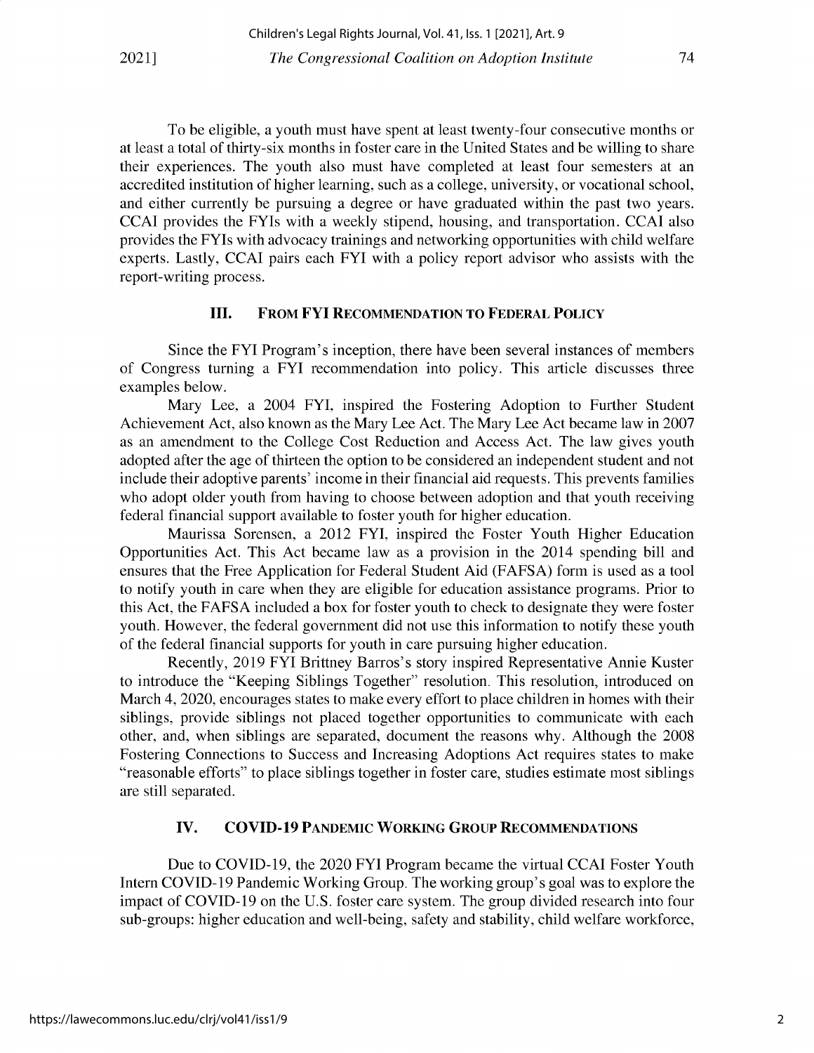To be eligible, a youth must have spent at least twenty-four consecutive months or at least a total of thirty-six months in foster care in the United States and be willing to share their experiences. The youth also must have completed at least four semesters at an accredited institution of higher learning, such as a college, university, or vocational school, and either currently be pursuing a degree or have graduated within the past two years. CCAI provides the FYIs with a weekly stipend, housing, and transportation. CCAI also provides the FYIs with advocacy trainings and networking opportunities with child welfare experts. Lastly, CCAI pairs each FYI with a policy report advisor who assists with the report-writing process.

## III. From FYI Recommendation to Federal Policy

Since the FYI Program's inception, there have been several instances of members of Congress turning a FYI recommendation into policy. This article discusses three examples below.

Mary Lee, a 2004 FYI, inspired the Fostering Adoption to Further Student Achievement Act, also known as the Mary Lee Act. The Mary Lee Act became law in 2007 as an amendment to the College Cost Reduction and Access Act. The law gives youth adopted after the age of thirteen the option to be considered an independent student and not include their adoptive parents' income in their financial aid requests. This prevents families who adopt older youth from having to choose between adoption and that youth receiving federal financial support available to foster youth for higher education.

Maurissa Sorensen, a 2012 FYI, inspired the Foster Youth Higher Education Opportunities Act. This Act became law as a provision in the 2014 spending bill and ensures that the Free Application for Federal Student Aid (FAFSA) form is used as a tool to notify youth in care when they are eligible for education assistance programs. Prior to this Act, the FAFSA included a box for foster youth to check to designate they were foster youth. However, the federal government did not use this information to notify these youth of the federal financial supports for youth in care pursuing higher education.

Recently, 2019 FYI Brittney Barros's story inspired Representative Annie Kuster to introduce the "Keeping Siblings Together" resolution. This resolution, introduced on March 4, 2020, encourages states to make every effort to place children in homes with their siblings, provide siblings not placed together opportunities to communicate with each other, and, when siblings are separated, document the reasons why. Although the 2008 Fostering Connections to Success and Increasing Adoptions Act requires states to make "reasonable efforts" to place siblings together in foster care, studies estimate most siblings are still separated.

## IV. COVID-19 Pandemic Working Group Recommendations

Due to COVID-19, the 2020 FYI Program became the virtual CCAI Foster Youth Intern COVID-19 Pandemic Working Group. The working group's goal was to explore the impact of COVID-19 on the U.S. foster care system. The group divided research into four sub-groups: higher education and well-being, safety and stability, child welfare workforce,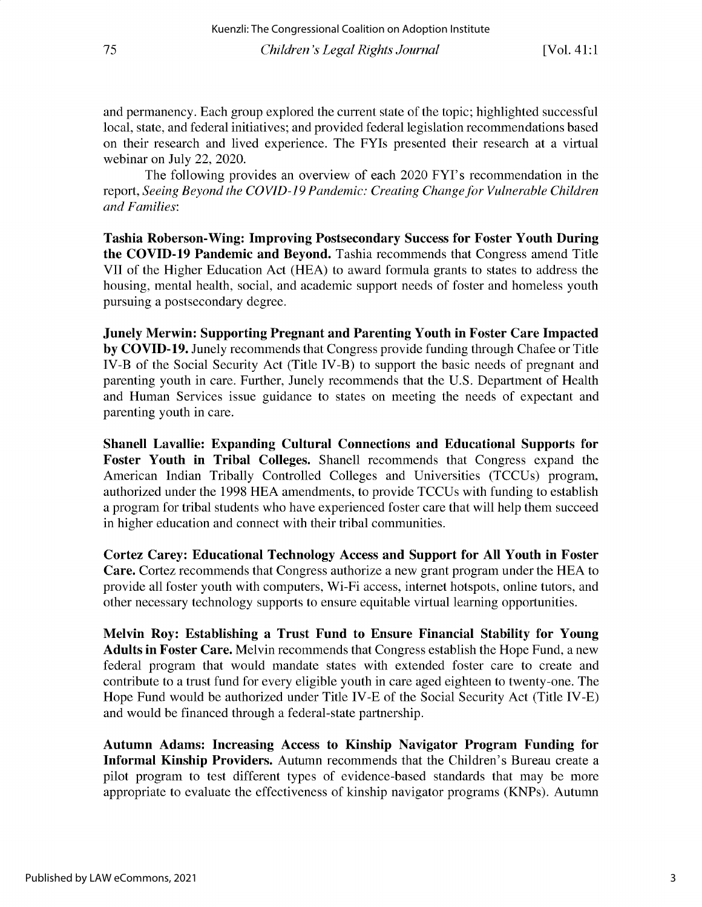and permanency. Each group explored the current state of the topic; highlighted successful local, state, and federal initiatives; and provided federal legislation recommendations based on their research and lived experience. The FYIs presented their research at a virtual webinar on July 22, 2020.

The following provides an overview of each 2020 FYI's recommendation in the report, *Seeing Beyond the COVID-19 Pandemic: Creating Change for Vulnerable Children and Families*:

**Tashia Roberson-Wing: Improving Postsecondary Success for Foster Youth During the COVID-19 Pandemic and Beyond.** Tashia recommends that Congress amend Title VII of the Higher Education Act (HEA) to award formula grants to states to address the housing, mental health, social, and academic support needs of foster and homeless youth pursuing a postsecondary degree.

**Junely Merwin: Supporting Pregnant and Parenting Youth in Foster Care Impacted by COVID-19.** Junely recommends that Congress provide funding through Chafee or Title IV-B of the Social Security Act (Title IV-B) to support the basic needs of pregnant and parenting youth in care. Further, Junely recommends that the U.S. Department of Health and Human Services issue guidance to states on meeting the needs of expectant and parenting youth in care.

**Shanell Lavallie: Expanding Cultural Connections and Educational Supports for Foster Youth in Tribal Colleges.** Shanell recommends that Congress expand the American Indian Tribally Controlled Colleges and Universities (TCCUs) program, authorized under the 1998 HEA amendments, to provide TCCUs with funding to establish a program for tribal students who have experienced foster care that will help them succeed in higher education and connect with their tribal communities.

**Cortez Carey: Educational Technology Access and Support for All Youth in Foster Care.** Cortez recommends that Congress authorize a new grant program under the HEA to provide all foster youth with computers, Wi-Fi access, internet hotspots, online tutors, and other necessary technology supports to ensure equitable virtual learning opportunities.

**Melvin Roy: Establishing a Trust Fund to Ensure Financial Stability for Young Adults in Foster Care.** Melvin recommends that Congress establish the Hope Fund, a new federal program that would mandate states with extended foster care to create and contribute to a trust fund for every eligible youth in care aged eighteen to twenty-one. The Hope Fund would be authorized under Title IV-E of the Social Security Act (Title IV-E) and would be financed through a federal-state partnership.

**Autumn Adams: Increasing Access to Kinship Navigator Program Funding for Informal Kinship Providers.** Autumn recommends that the Children's Bureau create a pilot program to test different types of evidence-based standards that may be more appropriate to evaluate the effectiveness of kinship navigator programs (KNPs). Autumn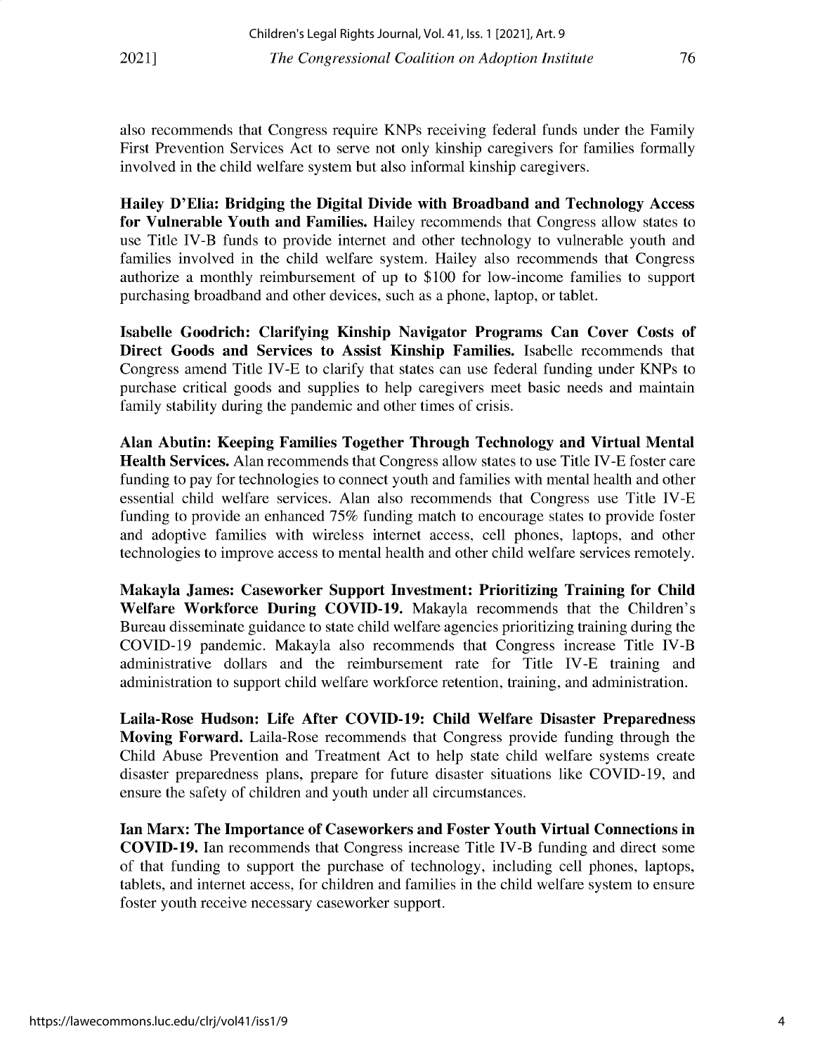also recommends that Congress require KNPs receiving federal funds under the Family First Prevention Services Act to serve not only kinship caregivers for families formally involved in the child welfare system but also informal kinship caregivers.

**Hailey D'Elia: Bridging the Digital Divide with Broadband and Technology Access for Vulnerable Youth and Families.** Hailey recommends that Congress allow states to use Title IV-B funds to provide internet and other technology to vulnerable youth and families involved in the child welfare system. Hailey also recommends that Congress authorize a monthly reimbursement of up to $100 for low-income families to support purchasing broadband and other devices, such as a phone, laptop, or tablet.

**Isabelle Goodrich: Clarifying Kinship Navigator Programs Can Cover Costs of Direct Goods and Services to Assist Kinship Families.** Isabelle recommends that Congress amend Title IV-E to clarify that states can use federal funding under KNPs to purchase critical goods and supplies to help caregivers meet basic needs and maintain family stability during the pandemic and other times of crisis.

**Alan Abutin: Keeping Families Together Through Technology and Virtual Mental Health Services.** Alan recommends that Congress allow states to use Title IV-E foster care funding to pay for technologies to connect youth and families with mental health and other essential child welfare services. Alan also recommends that Congress use Title IV-E funding to provide an enhanced 75% funding match to encourage states to provide foster and adoptive families with wireless internet access, cell phones, laptops, and other technologies to improve access to mental health and other child welfare services remotely.

**Makayla James: Caseworker Support Investment: Prioritizing Training for Child Welfare Workforce During COVID-19.** Makayla recommends that the Children's Bureau disseminate guidance to state child welfare agencies prioritizing training during the COVID-19 pandemic. Makayla also recommends that Congress increase Title IV-B administrative dollars and the reimbursement rate for Title IV-E training and administration to support child welfare workforce retention, training, and administration.

**Laila-Rose Hudson: Life After COVID-19: Child Welfare Disaster Preparedness Moving Forward.** Laila-Rose recommends that Congress provide funding through the Child Abuse Prevention and Treatment Act to help state child welfare systems create disaster preparedness plans, prepare for future disaster situations like COVID-19, and ensure the safety of children and youth under all circumstances.

**Ian Marx: The Importance of Caseworkers and Foster Youth Virtual Connections in COVID-19.** Ian recommends that Congress increase Title IV-B funding and direct some of that funding to support the purchase of technology, including cell phones, laptops, tablets, and internet access, for children and families in the child welfare system to ensure foster youth receive necessary caseworker support.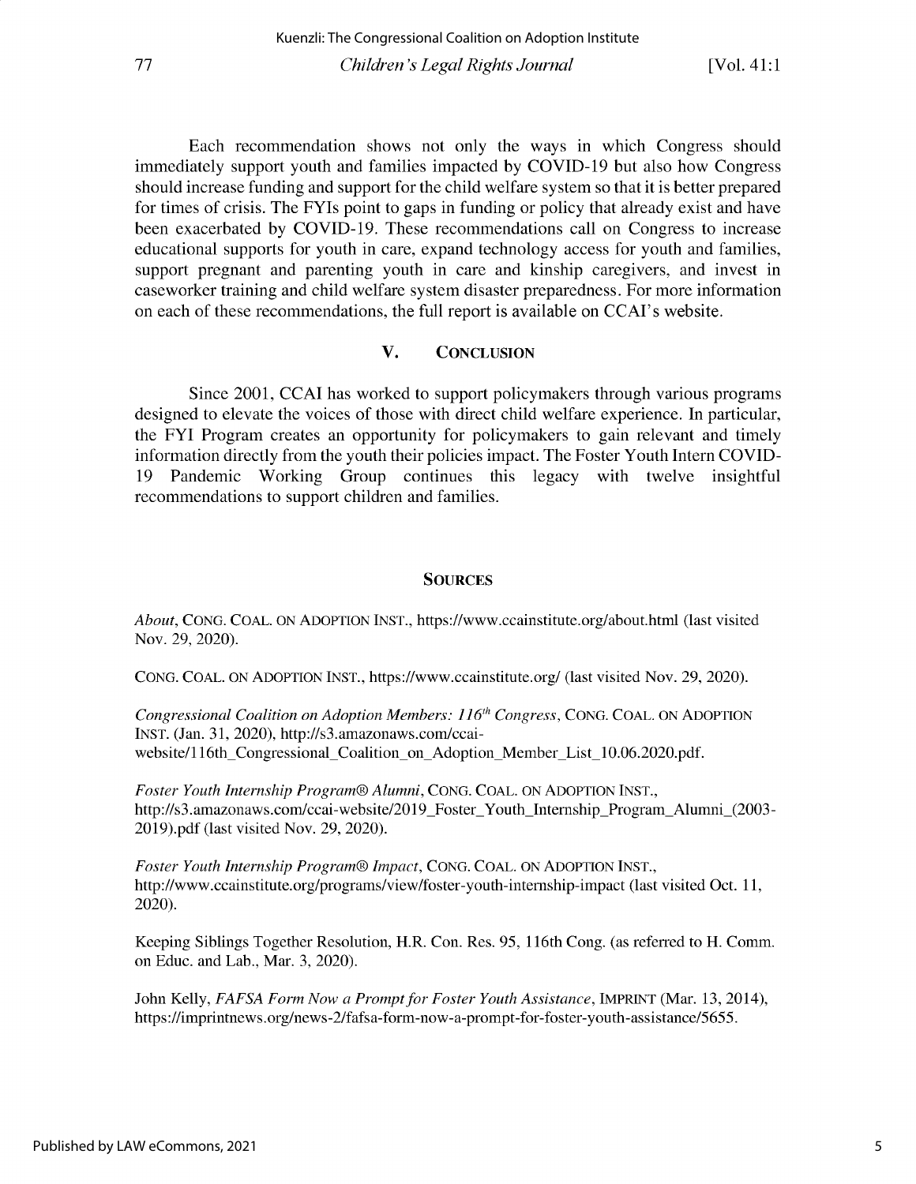Each recommendation shows not only the ways in which Congress should immediately support youth and families impacted by COVID-19 but also how Congress should increase funding and support for the child welfare system so that it is better prepared for times of crisis. The FYIs point to gaps in funding or policy that already exist and have been exacerbated by COVID-19. These recommendations call on Congress to increase educational supports for youth in care, expand technology access for youth and families, support pregnant and parenting youth in care and kinship caregivers, and invest in caseworker training and child welfare system disaster preparedness. For more information on each of these recommendations, the full report is available on CCAI's website.

## V. Conclusion

Since 2001, CCAI has worked to support policymakers through various programs designed to elevate the voices of those with direct child welfare experience. In particular, the FYI Program creates an opportunity for policymakers to gain relevant and timely information directly from the youth their policies impact. The Foster Youth Intern COVID-19 Pandemic Working Group continues this legacy with twelve insightful recommendations to support children and families.

## Sources

*About*, CONG. COAL. ON ADOPTION INST., https://www.ccainstitute.org/about.html (last visited Nov. 29, 2020).

CONG. COAL. ON ADOPTION INST., https://www.ccainstitute.org/ (last visited Nov. 29, 2020).

*Congressional Coalition on Adoption Members: 116th Congress*, CONG. COAL. ON ADOPTION INST. (Jan. 31, 2020), http://s3.amazonaws.com/ccai-website/116th_Congressional_Coalition_on_Adoption_Member_List_10.06.2020.pdf.

*Foster Youth Internship Program® Alumni*, CONG. COAL. ON ADOPTION INST., http://s3.amazonaws.com/ccai-website/2019_Foster_Youth_Internship_Program_Alumni_(2003-2019).pdf (last visited Nov. 29, 2020).

*Foster Youth Internship Program® Impact*, CONG. COAL. ON ADOPTION INST., http://www.ccainstitute.org/programs/view/foster-youth-internship-impact (last visited Oct. 11, 2020).

Keeping Siblings Together Resolution, H.R. Con. Res. 95, 116th Cong. (as referred to H. Comm. on Educ. and Lab., Mar. 3, 2020).

John Kelly, *FAFSA Form Now a Prompt for Foster Youth Assistance*, IMPRINT (Mar. 13, 2014), https://imprintnews.org/news-2/fafsa-form-now-a-prompt-for-foster-youth-assistance/5655.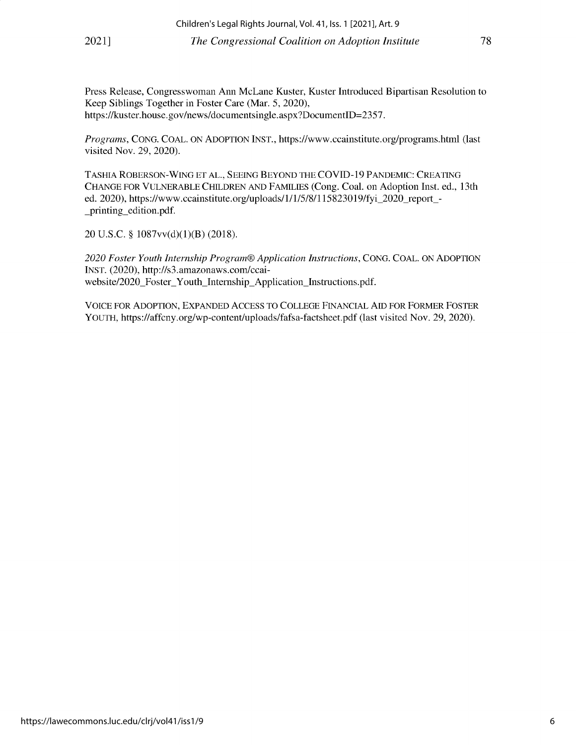Press Release, Congresswoman Ann McLane Kuster, Kuster Introduced Bipartisan Resolution to Keep Siblings Together in Foster Care (Mar. 5, 2020), https://kuster.house.gov/news/documentsingle.aspx?DocumentID=2357.

*Programs*, CONG. COAL. ON ADOPTION INST., https://www.ccainstitute.org/programs.html (last visited Nov. 29, 2020).

TASHIA ROBERSON-WING ET AL., SEEING BEYOND THE COVID-19 PANDEMIC: CREATING CHANGE FOR VULNERABLE CHILDREN AND FAMILIES (Cong. Coal. on Adoption Inst. ed., 13th ed. 2020), https://www.ccainstitute.org/uploads/1/1/5/8/115823019/fyi_2020_report_-_printing_edition.pdf.

20 U.S.C. § 1087vv(d)(1)(B) (2018).

*2020 Foster Youth Internship Program® Application Instructions*, CONG. COAL. ON ADOPTION INST. (2020), http://s3.amazonaws.com/ccai-website/2020_Foster_Youth_Internship_Application_Instructions.pdf.

VOICE FOR ADOPTION, EXPANDED ACCESS TO COLLEGE FINANCIAL AID FOR FORMER FOSTER YOUTH, https://affcny.org/wp-content/uploads/fafsa-factsheet.pdf (last visited Nov. 29, 2020).